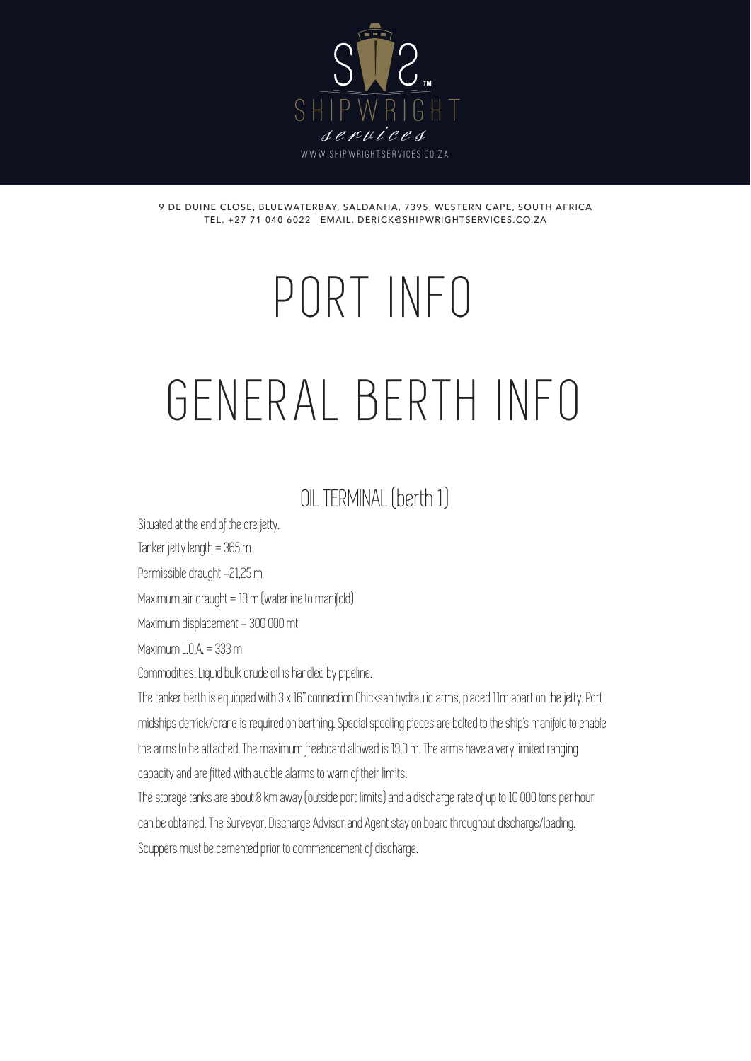SHIPWRIGHT services

WWW.SHIPWRIGHTSERVICES.CO.ZA

9 DE DUINE CLOSE, BLUEWATERBAY, SALDANHA, 7395, WESTERN CAPE, SOUTH AFRICA
TEL. +27 71 040 6022 EMAIL. DERICK@SHIPWRIGHTSERVICES.CO.ZA

# PORT INFO

# GENERAL BERTH INFO

## OIL TERMINAL (berth 1)

Situated at the end of the ore jetty.

Tanker jetty length = 365 m

Permissible draught =21,25 m

Maximum air draught = 19 m (waterline to manifold)

Maximum displacement = 300 000 mt

Maximum L.O.A. = 333 m

Commodities: Liquid bulk crude oil is handled by pipeline.

The tanker berth is equipped with 3 x 16" connection Chicksan hydraulic arms, placed 11m apart on the jetty. Port midships derrick/crane is required on berthing. Special spooling pieces are bolted to the ship's manifold to enable the arms to be attached. The maximum freeboard allowed is 19,0 m. The arms have a very limited ranging capacity and are fitted with audible alarms to warn of their limits.

The storage tanks are about 8 km away (outside port limits) and a discharge rate of up to 10 000 tons per hour can be obtained. The Surveyor, Discharge Advisor and Agent stay on board throughout discharge/loading. Scuppers must be cemented prior to commencement of discharge.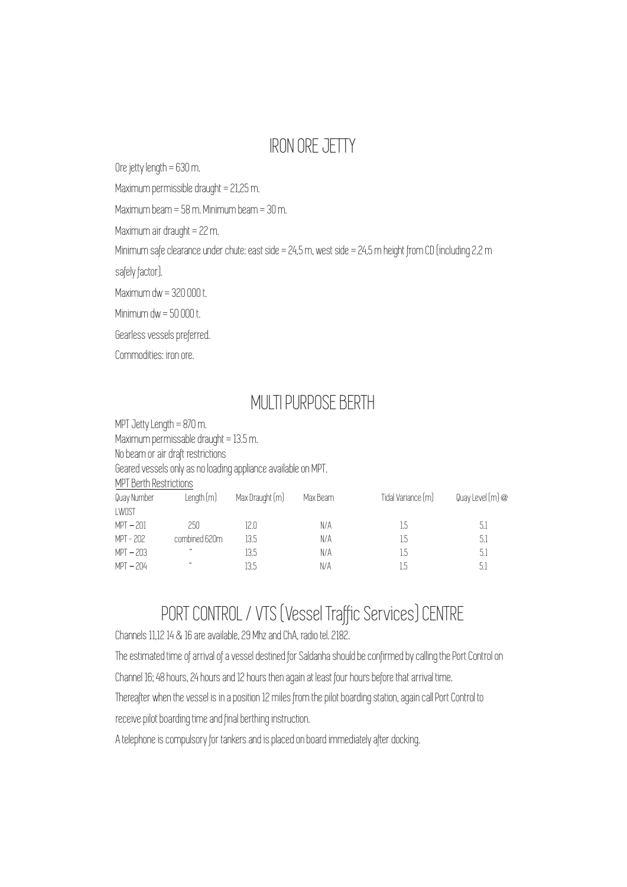## IRON ORE JETTY

Ore jetty length = 630 m.

Maximum permissible draught = 21,25 m.

Maximum beam = 58 m. Minimum beam = 30 m.

Maximum air draught = 22 m.

Minimum safe clearance under chute: east side = 24,5 m, west side = 24,5 m height from CD (including 2,2 m safely factor).

Maximum dw = 320 000 t.

Minimum dw = 50 000 t.

Gearless vessels preferred.

Commodities: iron ore.

## MULTI PURPOSE BERTH

MPT Jetty Length = 870 m.
Maximum permissable draught = 13.5 m.
No beam or air draft restrictions
Geared vessels only as no loading appliance available on MPT.
<u>MPT Berth Restrictions</u>

| Quay Number | Length (m) | Max Draught (m) | Max Beam | Tidal Variance (m) | Quay Level (m) @ LWOST |
|---|---|---|---|---|---|
| MPT – 201 | 250 | 12.0 | N/A | 1.5 | 5.1 |
| MPT - 202 | combined 620m | 13.5 | N/A | 1.5 | 5.1 |
| MPT – 203 | " | 13.5 | N/A | 1.5 | 5.1 |
| MPT – 204 | " | 13.5 | N/A | 1.5 | 5.1 |

## PORT CONTROL / VTS (Vessel Traffic Services) CENTRE

Channels 11,12 14 & 16 are available, 2,9 Mhz and ChA, radio tel. 2182.

The estimated time of arrival of a vessel destined for Saldanha should be confirmed by calling the Port Control on Channel 16; 48 hours, 24 hours and 12 hours then again at least four hours before that arrival time.

Thereafter when the vessel is in a position 12 miles from the pilot boarding station, again call Port Control to receive pilot boarding time and final berthing instruction.

A telephone is compulsory for tankers and is placed on board immediately after docking.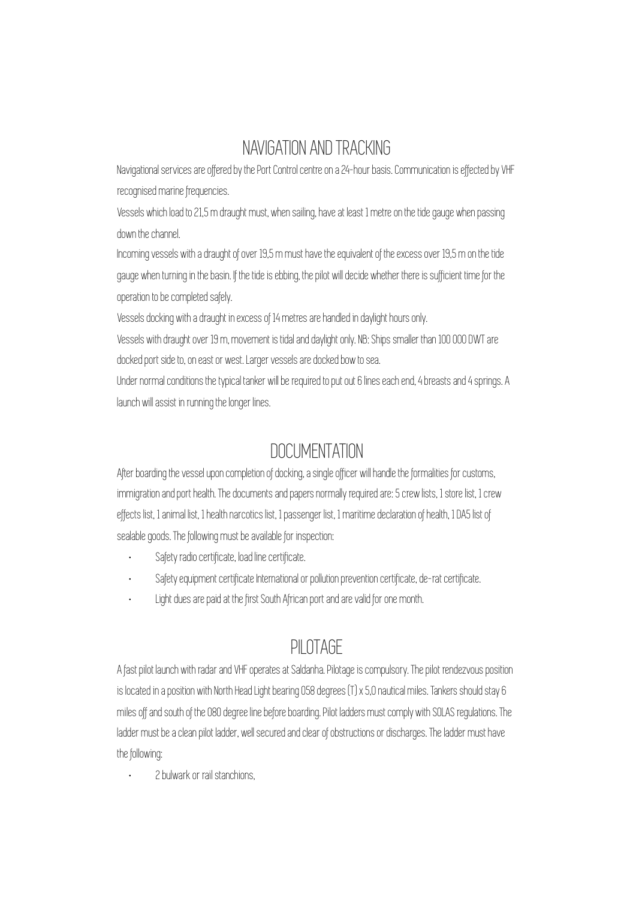## NAVIGATION AND TRACKING

Navigational services are offered by the Port Control centre on a 24-hour basis. Communication is effected by VHF recognised marine frequencies.

Vessels which load to 21,5 m draught must, when sailing, have at least 1 metre on the tide gauge when passing down the channel.

Incoming vessels with a draught of over 19,5 m must have the equivalent of the excess over 19,5 m on the tide gauge when turning in the basin. If the tide is ebbing, the pilot will decide whether there is sufficient time for the operation to be completed safely.

Vessels docking with a draught in excess of 14 metres are handled in daylight hours only.

Vessels with draught over 19 m, movement is tidal and daylight only. NB: Ships smaller than 100 000 DWT are docked port side to, on east or west. Larger vessels are docked bow to sea.

Under normal conditions the typical tanker will be required to put out 6 lines each end, 4 breasts and 4 springs. A launch will assist in running the longer lines.

## DOCUMENTATION

After boarding the vessel upon completion of docking, a single officer will handle the formalities for customs, immigration and port health. The documents and papers normally required are: 5 crew lists, 1 store list, 1 crew effects list, 1 animal list, 1 health narcotics list, 1 passenger list, 1 maritime declaration of health, 1 DA5 list of sealable goods. The following must be available for inspection:

- Safety radio certificate, load line certificate.
- Safety equipment certificate International or pollution prevention certificate, de-rat certificate.
- Light dues are paid at the first South African port and are valid for one month.

## PILOTAGE

A fast pilot launch with radar and VHF operates at Saldanha. Pilotage is compulsory. The pilot rendezvous position is located in a position with North Head Light bearing 058 degrees (T) x 5,0 nautical miles. Tankers should stay 6 miles off and south of the 080 degree line before boarding. Pilot ladders must comply with SOLAS regulations. The ladder must be a clean pilot ladder, well secured and clear of obstructions or discharges. The ladder must have the following:

- 2 bulwark or rail stanchions,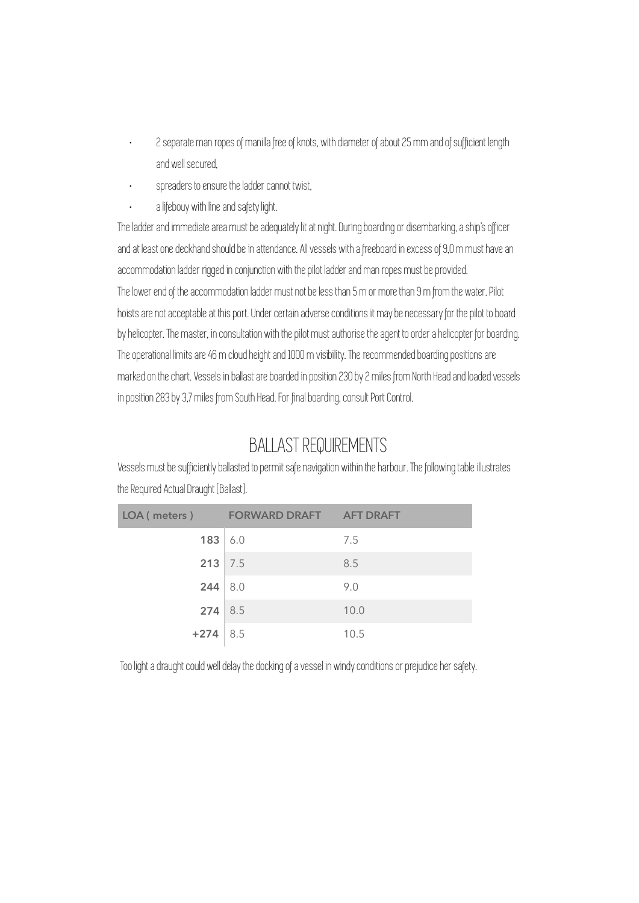- 2 separate man ropes of manilla free of knots, with diameter of about 25 mm and of sufficient length and well secured,
- spreaders to ensure the ladder cannot twist,
- a lifebouy with line and safety light.

The ladder and immediate area must be adequately lit at night. During boarding or disembarking, a ship's officer and at least one deckhand should be in attendance. All vessels with a freeboard in excess of 9,0 m must have an accommodation ladder rigged in conjunction with the pilot ladder and man ropes must be provided.
The lower end of the accommodation ladder must not be less than 5 m or more than 9 m from the water. Pilot hoists are not acceptable at this port. Under certain adverse conditions it may be necessary for the pilot to board by helicopter. The master, in consultation with the pilot must authorise the agent to order a helicopter for boarding. The operational limits are 46 m cloud height and 1000 m visibility. The recommended boarding positions are marked on the chart. Vessels in ballast are boarded in position 230 by 2 miles from North Head and loaded vessels in position 283 by 3,7 miles from South Head. For final boarding, consult Port Control.

## BALLAST REQUIREMENTS

Vessels must be sufficiently ballasted to permit safe navigation within the harbour. The following table illustrates the Required Actual Draught (Ballast).

| LOA ( meters ) | FORWARD DRAFT | AFT DRAFT |
|---|---|---|
| **183** | 6.0 | 7.5 |
| **213** | 7.5 | 8.5 |
| **244** | 8.0 | 9.0 |
| **274** | 8.5 | 10.0 |
| **+274** | 8.5 | 10.5 |

Too light a draught could well delay the docking of a vessel in windy conditions or prejudice her safety.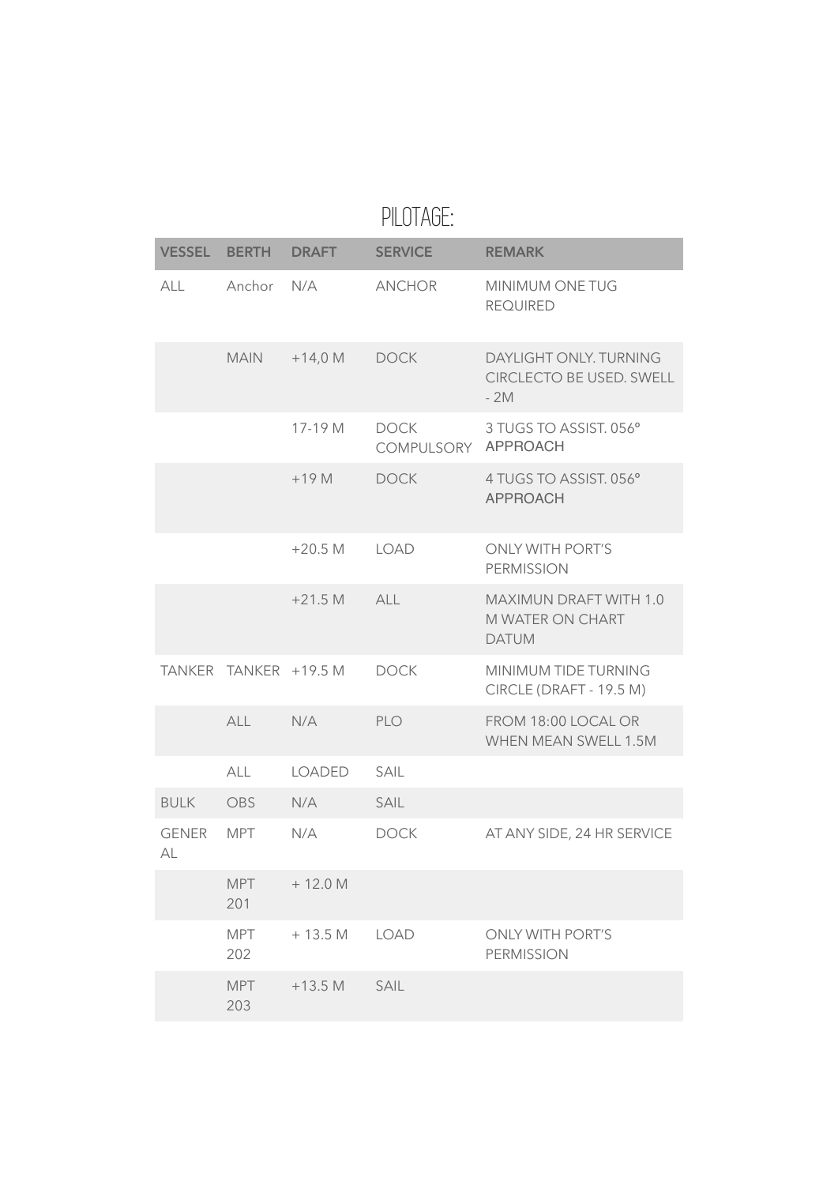# PILOTAGE:

| VESSEL | BERTH | DRAFT | SERVICE | REMARK |
|---|---|---|---|---|
| ALL | Anchor | N/A | ANCHOR | MINIMUM ONE TUG REQUIRED |
| | MAIN | +14,0 M | DOCK | DAYLIGHT ONLY. TURNING CIRCLECTO BE USED. SWELL - 2M |
| | | 17-19 M | DOCK COMPULSORY | 3 TUGS TO ASSIST. 056° APPROACH |
| | | +19 M | DOCK | 4 TUGS TO ASSIST. 056° APPROACH |
| | | +20.5 M | LOAD | ONLY WITH PORT'S PERMISSION |
| | | +21.5 M | ALL | MAXIMUN DRAFT WITH 1.0 M WATER ON CHART DATUM |
| TANKER | TANKER | +19.5 M | DOCK | MINIMUM TIDE TURNING CIRCLE (DRAFT - 19.5 M) |
| | ALL | N/A | PLO | FROM 18:00 LOCAL OR WHEN MEAN SWELL 1.5M |
| | ALL | LOADED | SAIL | |
| BULK | OBS | N/A | SAIL | |
| GENERAL | MPT | N/A | DOCK | AT ANY SIDE, 24 HR SERVICE |
| | MPT 201 | + 12.0 M | | |
| | MPT 202 | + 13.5 M | LOAD | ONLY WITH PORT'S PERMISSION |
| | MPT 203 | +13.5 M | SAIL | |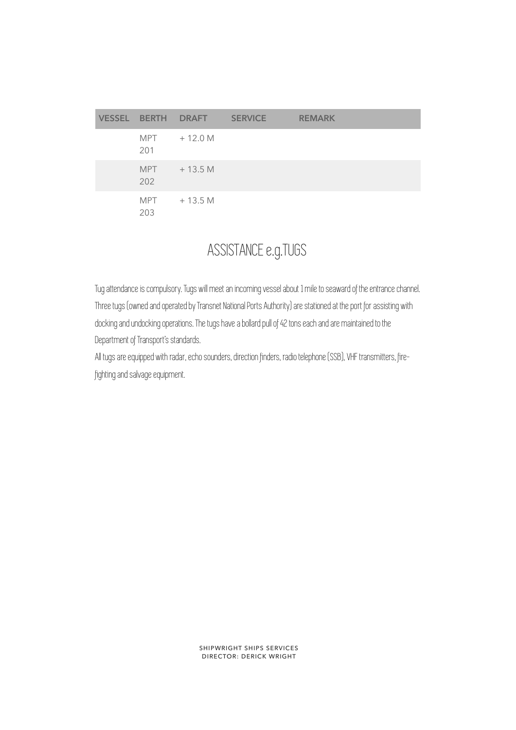| VESSEL | BERTH | DRAFT | SERVICE | REMARK |
| --- | --- | --- | --- | --- |
| | MPT 201 | + 12.0 M | | |
| | MPT 202 | + 13.5 M | | |
| | MPT 203 | + 13.5 M | | |

# ASSISTANCE e.g.TUGS

Tug attendance is compulsory. Tugs will meet an incoming vessel about 1 mile to seaward of the entrance channel. Three tugs (owned and operated by Transnet National Ports Authority) are stationed at the port for assisting with docking and undocking operations. The tugs have a bollard pull of 42 tons each and are maintained to the Department of Transport's standards.

All tugs are equipped with radar, echo sounders, direction finders, radio telephone (SSB), VHF transmitters, fire-fighting and salvage equipment.

SHIPWRIGHT SHIPS SERVICES
DIRECTOR: DERICK WRIGHT